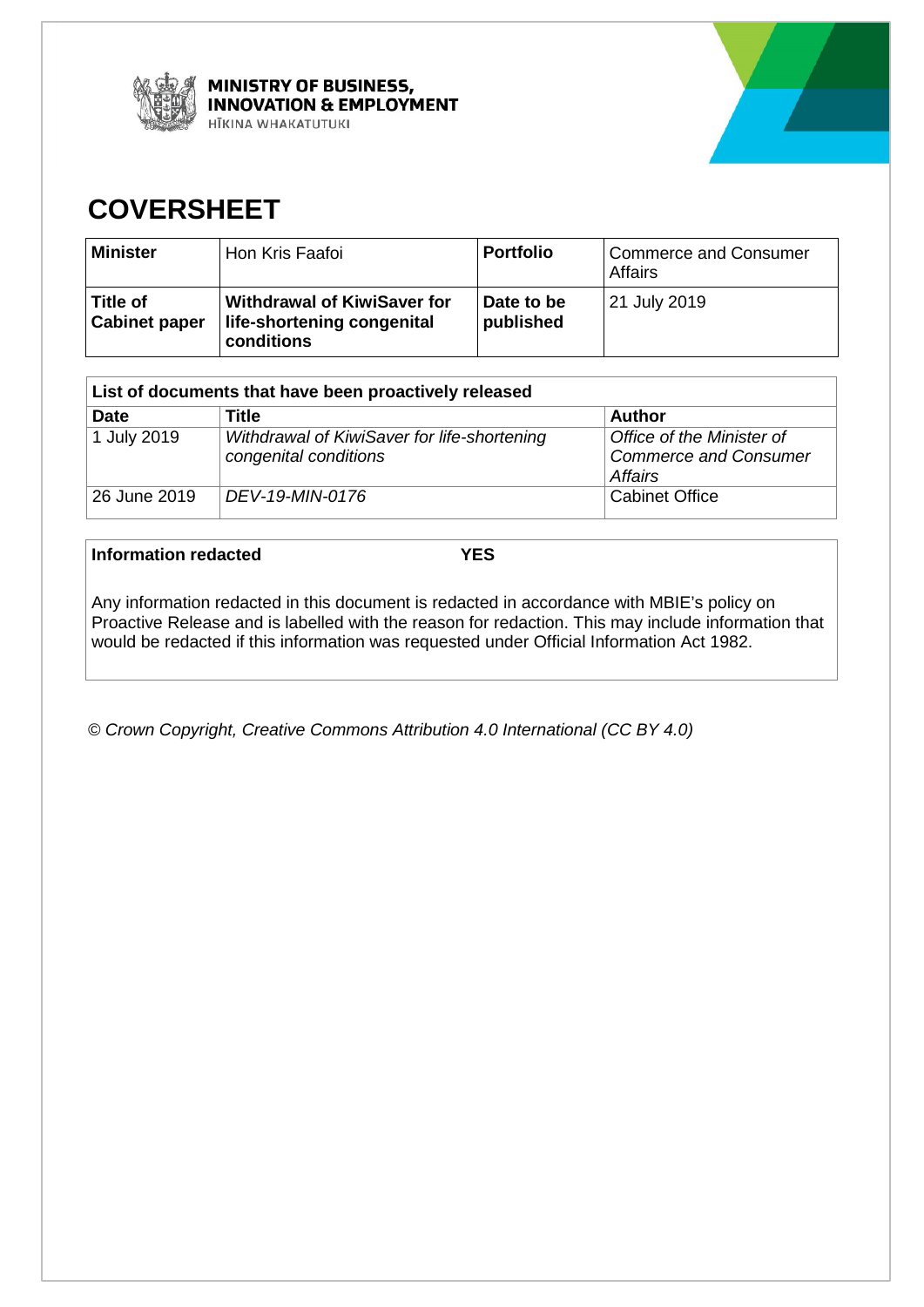MINISTRY OF BUSINESS, INNOVATION & EMPLOYMENT
HĪKINA WHAKATUTUKI

# COVERSHEET

| **Minister** | Hon Kris Faafoi | **Portfolio** | Commerce and Consumer Affairs |
|---|---|---|---|
| **Title of Cabinet paper** | **Withdrawal of KiwiSaver for life-shortening congenital conditions** | **Date to be published** | 21 July 2019 |

| **List of documents that have been proactively released** | | |
|---|---|---|
| **Date** | **Title** | **Author** |
| 1 July 2019 | *Withdrawal of KiwiSaver for life-shortening congenital conditions* | *Office of the Minister of Commerce and Consumer Affairs* |
| 26 June 2019 | *DEV-19-MIN-0176* | Cabinet Office |

**Information redacted** **YES**

Any information redacted in this document is redacted in accordance with MBIE's policy on Proactive Release and is labelled with the reason for redaction. This may include information that would be redacted if this information was requested under Official Information Act 1982.

*© Crown Copyright, Creative Commons Attribution 4.0 International (CC BY 4.0)*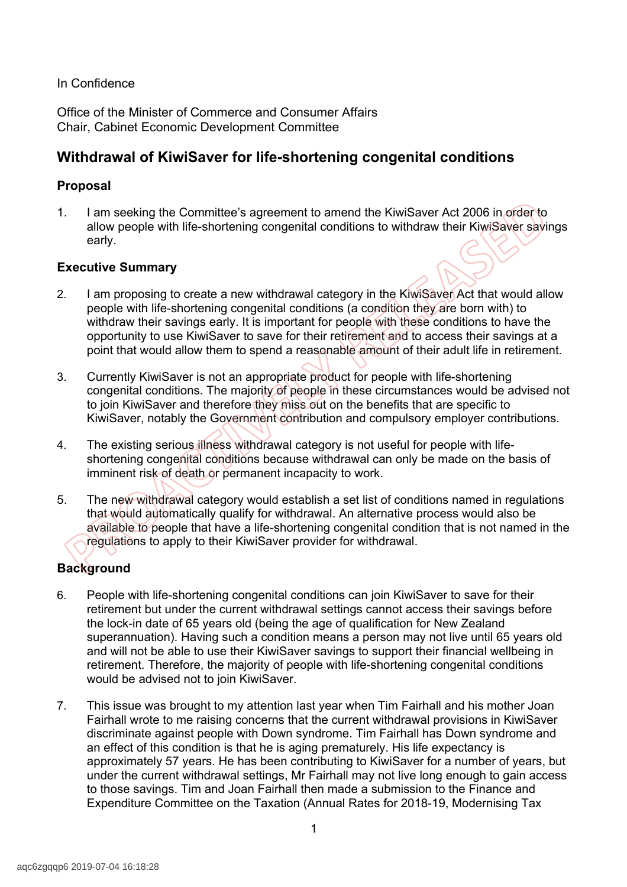In Confidence

Office of the Minister of Commerce and Consumer Affairs
Chair, Cabinet Economic Development Committee

## Withdrawal of KiwiSaver for life-shortening congenital conditions

### Proposal

1. I am seeking the Committee's agreement to amend the KiwiSaver Act 2006 in order to allow people with life-shortening congenital conditions to withdraw their KiwiSaver savings early.

### Executive Summary

2. I am proposing to create a new withdrawal category in the KiwiSaver Act that would allow people with life-shortening congenital conditions (a condition they are born with) to withdraw their savings early. It is important for people with these conditions to have the opportunity to use KiwiSaver to save for their retirement and to access their savings at a point that would allow them to spend a reasonable amount of their adult life in retirement.

3. Currently KiwiSaver is not an appropriate product for people with life-shortening congenital conditions. The majority of people in these circumstances would be advised not to join KiwiSaver and therefore they miss out on the benefits that are specific to KiwiSaver, notably the Government contribution and compulsory employer contributions.

4. The existing serious illness withdrawal category is not useful for people with life-shortening congenital conditions because withdrawal can only be made on the basis of imminent risk of death or permanent incapacity to work.

5. The new withdrawal category would establish a set list of conditions named in regulations that would automatically qualify for withdrawal. An alternative process would also be available to people that have a life-shortening congenital condition that is not named in the regulations to apply to their KiwiSaver provider for withdrawal.

### Background

6. People with life-shortening congenital conditions can join KiwiSaver to save for their retirement but under the current withdrawal settings cannot access their savings before the lock-in date of 65 years old (being the age of qualification for New Zealand superannuation). Having such a condition means a person may not live until 65 years old and will not be able to use their KiwiSaver savings to support their financial wellbeing in retirement. Therefore, the majority of people with life-shortening congenital conditions would be advised not to join KiwiSaver.

7. This issue was brought to my attention last year when Tim Fairhall and his mother Joan Fairhall wrote to me raising concerns that the current withdrawal provisions in KiwiSaver discriminate against people with Down syndrome. Tim Fairhall has Down syndrome and an effect of this condition is that he is aging prematurely. His life expectancy is approximately 57 years. He has been contributing to KiwiSaver for a number of years, but under the current withdrawal settings, Mr Fairhall may not live long enough to gain access to those savings. Tim and Joan Fairhall then made a submission to the Finance and Expenditure Committee on the Taxation (Annual Rates for 2018-19, Modernising Tax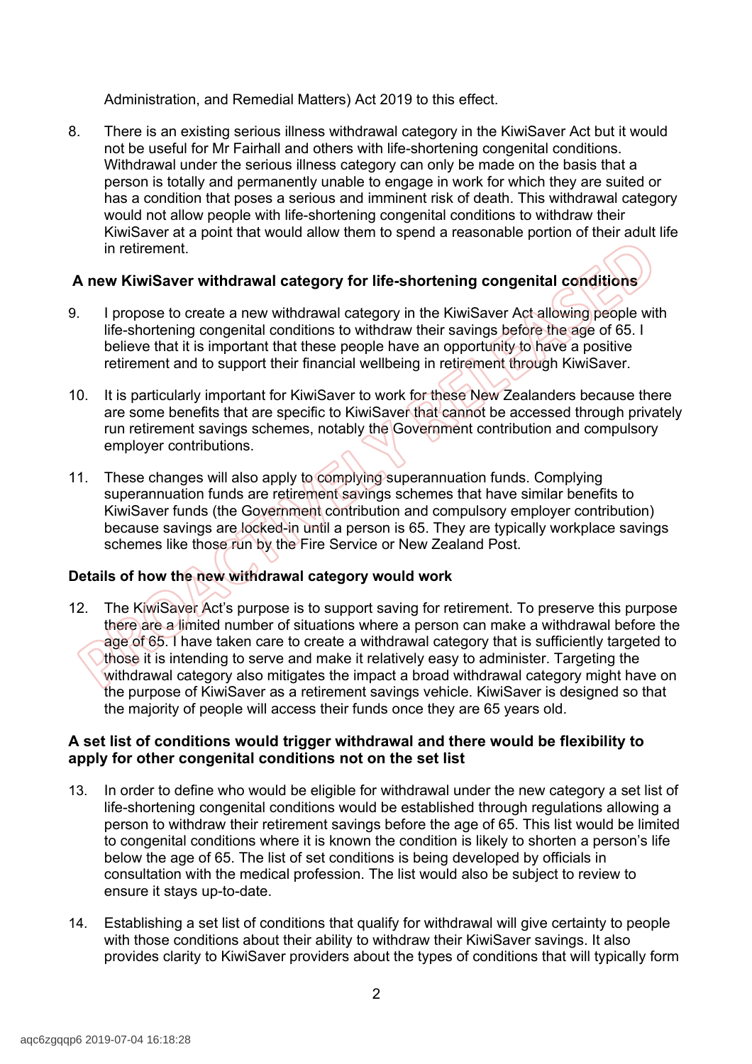Administration, and Remedial Matters) Act 2019 to this effect.

8. There is an existing serious illness withdrawal category in the KiwiSaver Act but it would not be useful for Mr Fairhall and others with life-shortening congenital conditions. Withdrawal under the serious illness category can only be made on the basis that a person is totally and permanently unable to engage in work for which they are suited or has a condition that poses a serious and imminent risk of death. This withdrawal category would not allow people with life-shortening congenital conditions to withdraw their KiwiSaver at a point that would allow them to spend a reasonable portion of their adult life in retirement.

### A new KiwiSaver withdrawal category for life-shortening congenital conditions

9. I propose to create a new withdrawal category in the KiwiSaver Act allowing people with life-shortening congenital conditions to withdraw their savings before the age of 65. I believe that it is important that these people have an opportunity to have a positive retirement and to support their financial wellbeing in retirement through KiwiSaver.

10. It is particularly important for KiwiSaver to work for these New Zealanders because there are some benefits that are specific to KiwiSaver that cannot be accessed through privately run retirement savings schemes, notably the Government contribution and compulsory employer contributions.

11. These changes will also apply to complying superannuation funds. Complying superannuation funds are retirement savings schemes that have similar benefits to KiwiSaver funds (the Government contribution and compulsory employer contribution) because savings are locked-in until a person is 65. They are typically workplace savings schemes like those run by the Fire Service or New Zealand Post.

### Details of how the new withdrawal category would work

12. The KiwiSaver Act's purpose is to support saving for retirement. To preserve this purpose there are a limited number of situations where a person can make a withdrawal before the age of 65. I have taken care to create a withdrawal category that is sufficiently targeted to those it is intending to serve and make it relatively easy to administer. Targeting the withdrawal category also mitigates the impact a broad withdrawal category might have on the purpose of KiwiSaver as a retirement savings vehicle. KiwiSaver is designed so that the majority of people will access their funds once they are 65 years old.

### A set list of conditions would trigger withdrawal and there would be flexibility to apply for other congenital conditions not on the set list

13. In order to define who would be eligible for withdrawal under the new category a set list of life-shortening congenital conditions would be established through regulations allowing a person to withdraw their retirement savings before the age of 65. This list would be limited to congenital conditions where it is known the condition is likely to shorten a person's life below the age of 65. The list of set conditions is being developed by officials in consultation with the medical profession. The list would also be subject to review to ensure it stays up-to-date.

14. Establishing a set list of conditions that qualify for withdrawal will give certainty to people with those conditions about their ability to withdraw their KiwiSaver savings. It also provides clarity to KiwiSaver providers about the types of conditions that will typically form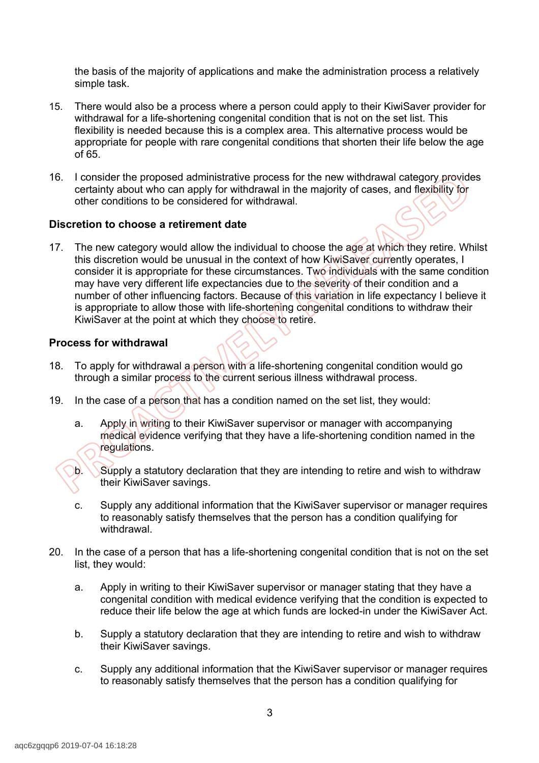the basis of the majority of applications and make the administration process a relatively simple task.

15. There would also be a process where a person could apply to their KiwiSaver provider for withdrawal for a life-shortening congenital condition that is not on the set list. This flexibility is needed because this is a complex area. This alternative process would be appropriate for people with rare congenital conditions that shorten their life below the age of 65.

16. I consider the proposed administrative process for the new withdrawal category provides certainty about who can apply for withdrawal in the majority of cases, and flexibility for other conditions to be considered for withdrawal.

### Discretion to choose a retirement date

17. The new category would allow the individual to choose the age at which they retire. Whilst this discretion would be unusual in the context of how KiwiSaver currently operates, I consider it is appropriate for these circumstances. Two individuals with the same condition may have very different life expectancies due to the severity of their condition and a number of other influencing factors. Because of this variation in life expectancy I believe it is appropriate to allow those with life-shortening congenital conditions to withdraw their KiwiSaver at the point at which they choose to retire.

### Process for withdrawal

18. To apply for withdrawal a person with a life-shortening congenital condition would go through a similar process to the current serious illness withdrawal process.

19. In the case of a person that has a condition named on the set list, they would:

    a. Apply in writing to their KiwiSaver supervisor or manager with accompanying medical evidence verifying that they have a life-shortening condition named in the regulations.

    b. Supply a statutory declaration that they are intending to retire and wish to withdraw their KiwiSaver savings.

    c. Supply any additional information that the KiwiSaver supervisor or manager requires to reasonably satisfy themselves that the person has a condition qualifying for withdrawal.

20. In the case of a person that has a life-shortening congenital condition that is not on the set list, they would:

    a. Apply in writing to their KiwiSaver supervisor or manager stating that they have a congenital condition with medical evidence verifying that the condition is expected to reduce their life below the age at which funds are locked-in under the KiwiSaver Act.

    b. Supply a statutory declaration that they are intending to retire and wish to withdraw their KiwiSaver savings.

    c. Supply any additional information that the KiwiSaver supervisor or manager requires to reasonably satisfy themselves that the person has a condition qualifying for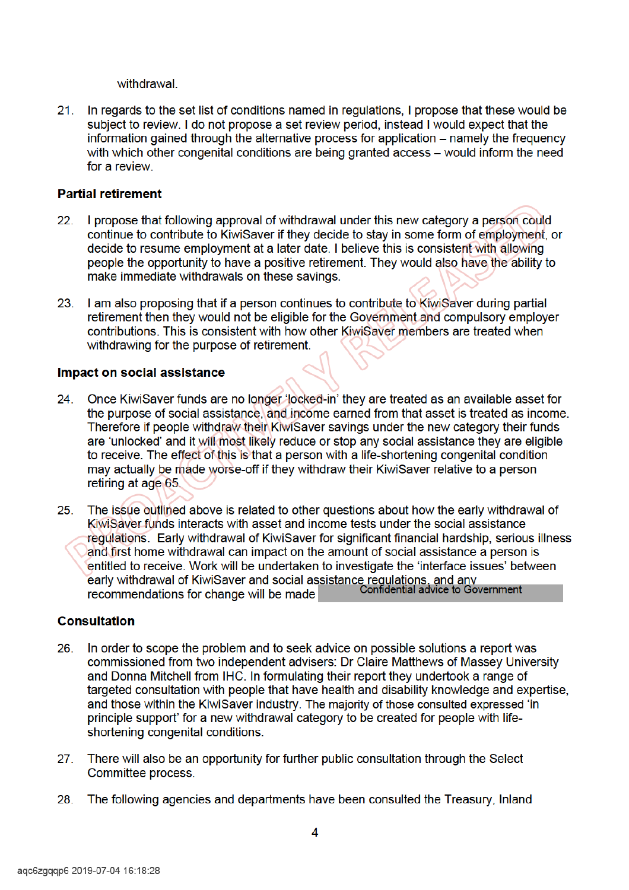withdrawal.

21. In regards to the set list of conditions named in regulations, I propose that these would be subject to review. I do not propose a set review period, instead I would expect that the information gained through the alternative process for application – namely the frequency with which other congenital conditions are being granted access – would inform the need for a review.

**Partial retirement**

22. I propose that following approval of withdrawal under this new category a person could continue to contribute to KiwiSaver if they decide to stay in some form of employment, or decide to resume employment at a later date. I believe this is consistent with allowing people the opportunity to have a positive retirement. They would also have the ability to make immediate withdrawals on these savings.

23. I am also proposing that if a person continues to contribute to KiwiSaver during partial retirement then they would not be eligible for the Government and compulsory employer contributions. This is consistent with how other KiwiSaver members are treated when withdrawing for the purpose of retirement.

**Impact on social assistance**

24. Once KiwiSaver funds are no longer 'locked-in' they are treated as an available asset for the purpose of social assistance, and income earned from that asset is treated as income. Therefore if people withdraw their KiwiSaver savings under the new category their funds are 'unlocked' and it will most likely reduce or stop any social assistance they are eligible to receive. The effect of this is that a person with a life-shortening congenital condition may actually be made worse-off if they withdraw their KiwiSaver relative to a person retiring at age 65.

25. The issue outlined above is related to other questions about how the early withdrawal of KiwiSaver funds interacts with asset and income tests under the social assistance regulations. Early withdrawal of KiwiSaver for significant financial hardship, serious illness and first home withdrawal can impact on the amount of social assistance a person is entitled to receive. Work will be undertaken to investigate the 'interface issues' between early withdrawal of KiwiSaver and social assistance regulations, and any recommendations for change will be made [Confidential advice to Government]

**Consultation**

26. In order to scope the problem and to seek advice on possible solutions a report was commissioned from two independent advisers: Dr Claire Matthews of Massey University and Donna Mitchell from IHC. In formulating their report they undertook a range of targeted consultation with people that have health and disability knowledge and expertise, and those within the KiwiSaver industry. The majority of those consulted expressed 'in principle support' for a new withdrawal category to be created for people with life-shortening congenital conditions.

27. There will also be an opportunity for further public consultation through the Select Committee process.

28. The following agencies and departments have been consulted the Treasury, Inland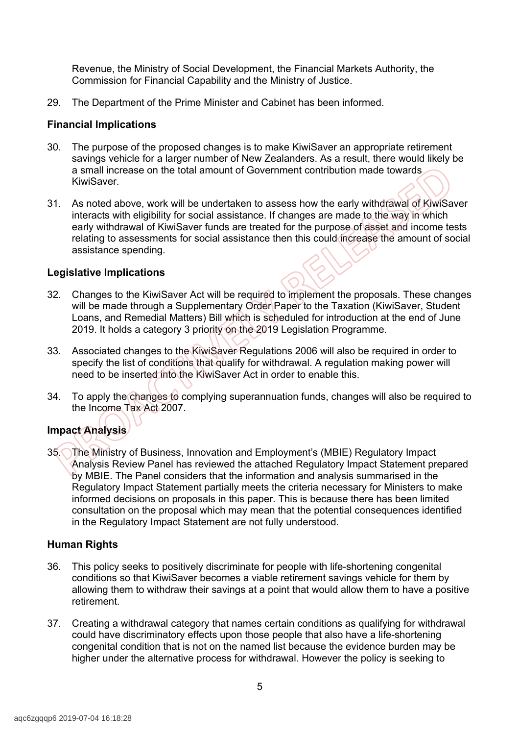Revenue, the Ministry of Social Development, the Financial Markets Authority, the Commission for Financial Capability and the Ministry of Justice.

29. The Department of the Prime Minister and Cabinet has been informed.

## Financial Implications

30. The purpose of the proposed changes is to make KiwiSaver an appropriate retirement savings vehicle for a larger number of New Zealanders. As a result, there would likely be a small increase on the total amount of Government contribution made towards KiwiSaver.

31. As noted above, work will be undertaken to assess how the early withdrawal of KiwiSaver interacts with eligibility for social assistance. If changes are made to the way in which early withdrawal of KiwiSaver funds are treated for the purpose of asset and income tests relating to assessments for social assistance then this could increase the amount of social assistance spending.

## Legislative Implications

32. Changes to the KiwiSaver Act will be required to implement the proposals. These changes will be made through a Supplementary Order Paper to the Taxation (KiwiSaver, Student Loans, and Remedial Matters) Bill which is scheduled for introduction at the end of June 2019. It holds a category 3 priority on the 2019 Legislation Programme.

33. Associated changes to the KiwiSaver Regulations 2006 will also be required in order to specify the list of conditions that qualify for withdrawal. A regulation making power will need to be inserted into the KiwiSaver Act in order to enable this.

34. To apply the changes to complying superannuation funds, changes will also be required to the Income Tax Act 2007.

## Impact Analysis

35. The Ministry of Business, Innovation and Employment's (MBIE) Regulatory Impact Analysis Review Panel has reviewed the attached Regulatory Impact Statement prepared by MBIE. The Panel considers that the information and analysis summarised in the Regulatory Impact Statement partially meets the criteria necessary for Ministers to make informed decisions on proposals in this paper. This is because there has been limited consultation on the proposal which may mean that the potential consequences identified in the Regulatory Impact Statement are not fully understood.

## Human Rights

36. This policy seeks to positively discriminate for people with life-shortening congenital conditions so that KiwiSaver becomes a viable retirement savings vehicle for them by allowing them to withdraw their savings at a point that would allow them to have a positive retirement.

37. Creating a withdrawal category that names certain conditions as qualifying for withdrawal could have discriminatory effects upon those people that also have a life-shortening congenital condition that is not on the named list because the evidence burden may be higher under the alternative process for withdrawal. However the policy is seeking to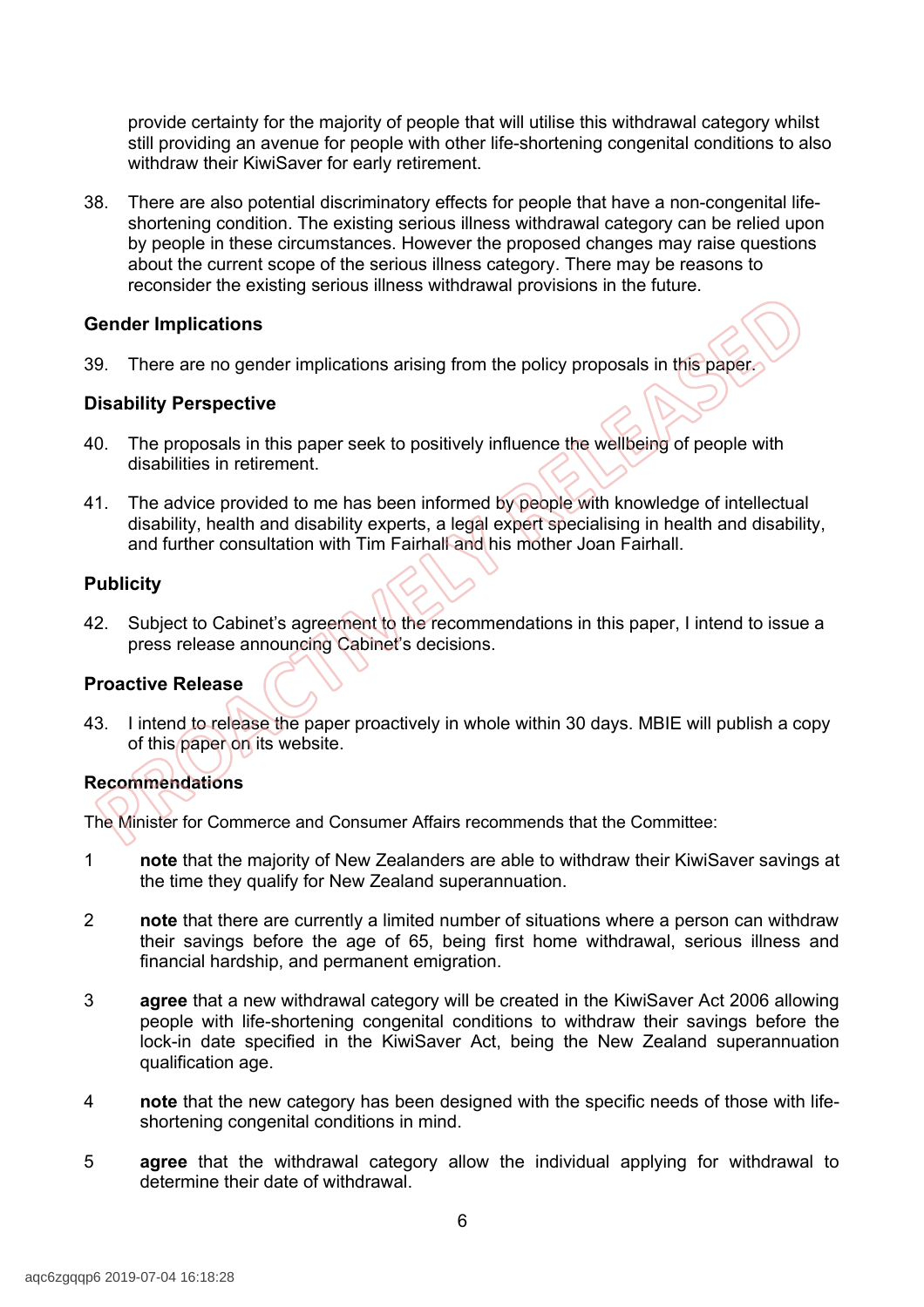provide certainty for the majority of people that will utilise this withdrawal category whilst still providing an avenue for people with other life-shortening congenital conditions to also withdraw their KiwiSaver for early retirement.

38. There are also potential discriminatory effects for people that have a non-congenital life-shortening condition. The existing serious illness withdrawal category can be relied upon by people in these circumstances. However the proposed changes may raise questions about the current scope of the serious illness category. There may be reasons to reconsider the existing serious illness withdrawal provisions in the future.

### Gender Implications

39. There are no gender implications arising from the policy proposals in this paper.

### Disability Perspective

40. The proposals in this paper seek to positively influence the wellbeing of people with disabilities in retirement.

41. The advice provided to me has been informed by people with knowledge of intellectual disability, health and disability experts, a legal expert specialising in health and disability, and further consultation with Tim Fairhall and his mother Joan Fairhall.

### Publicity

42. Subject to Cabinet's agreement to the recommendations in this paper, I intend to issue a press release announcing Cabinet's decisions.

### Proactive Release

43. I intend to release the paper proactively in whole within 30 days. MBIE will publish a copy of this paper on its website.

### Recommendations

The Minister for Commerce and Consumer Affairs recommends that the Committee:

1. **note** that the majority of New Zealanders are able to withdraw their KiwiSaver savings at the time they qualify for New Zealand superannuation.

2. **note** that there are currently a limited number of situations where a person can withdraw their savings before the age of 65, being first home withdrawal, serious illness and financial hardship, and permanent emigration.

3. **agree** that a new withdrawal category will be created in the KiwiSaver Act 2006 allowing people with life-shortening congenital conditions to withdraw their savings before the lock-in date specified in the KiwiSaver Act, being the New Zealand superannuation qualification age.

4. **note** that the new category has been designed with the specific needs of those with life-shortening congenital conditions in mind.

5. **agree** that the withdrawal category allow the individual applying for withdrawal to determine their date of withdrawal.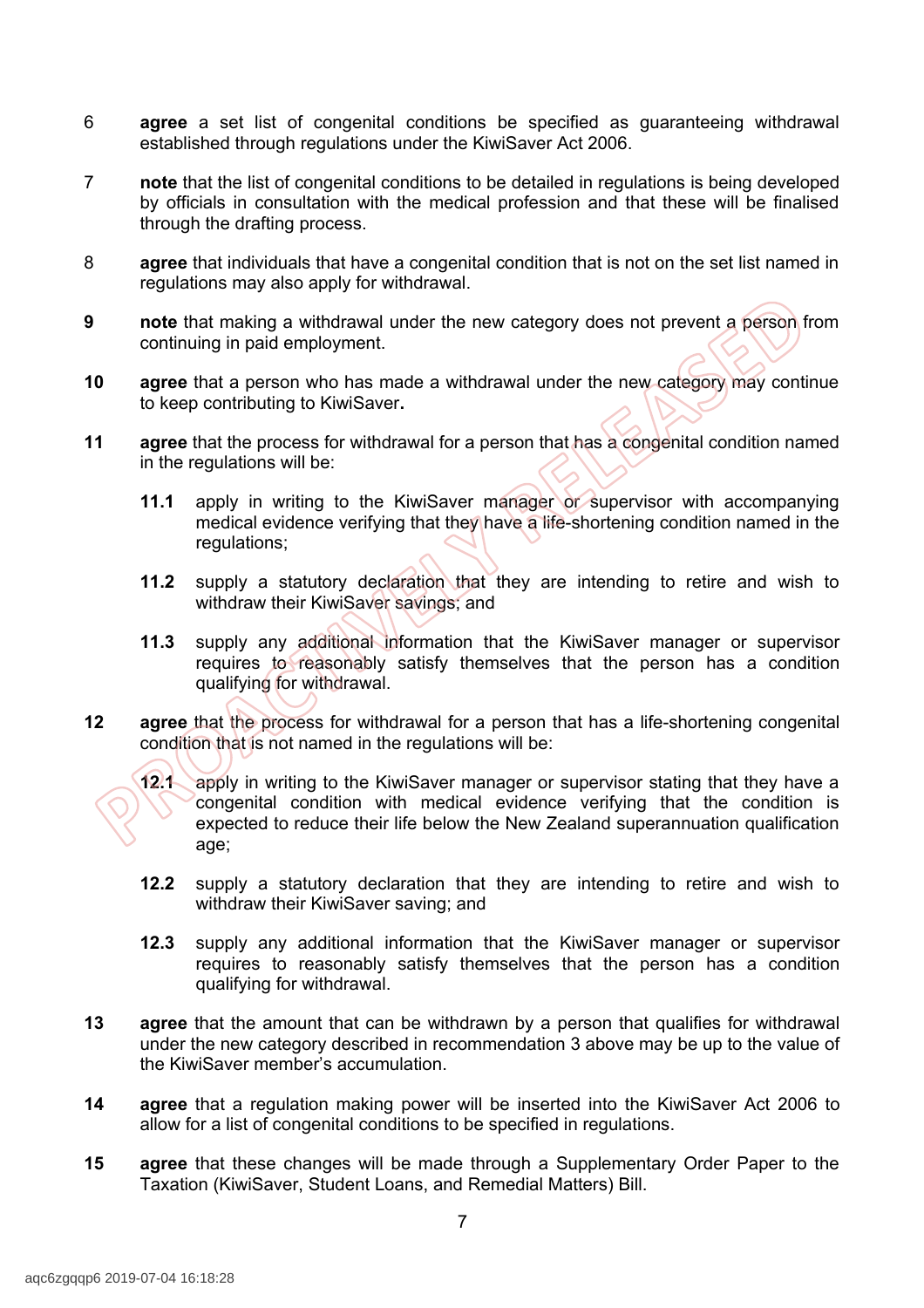6 **agree** a set list of congenital conditions be specified as guaranteeing withdrawal established through regulations under the KiwiSaver Act 2006.

7 **note** that the list of congenital conditions to be detailed in regulations is being developed by officials in consultation with the medical profession and that these will be finalised through the drafting process.

8 **agree** that individuals that have a congenital condition that is not on the set list named in regulations may also apply for withdrawal.

**9** **note** that making a withdrawal under the new category does not prevent a person from continuing in paid employment.

**10** **agree** that a person who has made a withdrawal under the new category may continue to keep contributing to KiwiSaver**.**

**11** **agree** that the process for withdrawal for a person that has a congenital condition named in the regulations will be:

**11.1** apply in writing to the KiwiSaver manager or supervisor with accompanying medical evidence verifying that they have a life-shortening condition named in the regulations;

**11.2** supply a statutory declaration that they are intending to retire and wish to withdraw their KiwiSaver savings; and

**11.3** supply any additional information that the KiwiSaver manager or supervisor requires to reasonably satisfy themselves that the person has a condition qualifying for withdrawal.

**12** **agree** that the process for withdrawal for a person that has a life-shortening congenital condition that is not named in the regulations will be:

**12.1** apply in writing to the KiwiSaver manager or supervisor stating that they have a congenital condition with medical evidence verifying that the condition is expected to reduce their life below the New Zealand superannuation qualification age;

**12.2** supply a statutory declaration that they are intending to retire and wish to withdraw their KiwiSaver saving; and

**12.3** supply any additional information that the KiwiSaver manager or supervisor requires to reasonably satisfy themselves that the person has a condition qualifying for withdrawal.

**13** **agree** that the amount that can be withdrawn by a person that qualifies for withdrawal under the new category described in recommendation 3 above may be up to the value of the KiwiSaver member's accumulation.

**14** **agree** that a regulation making power will be inserted into the KiwiSaver Act 2006 to allow for a list of congenital conditions to be specified in regulations.

**15** **agree** that these changes will be made through a Supplementary Order Paper to the Taxation (KiwiSaver, Student Loans, and Remedial Matters) Bill.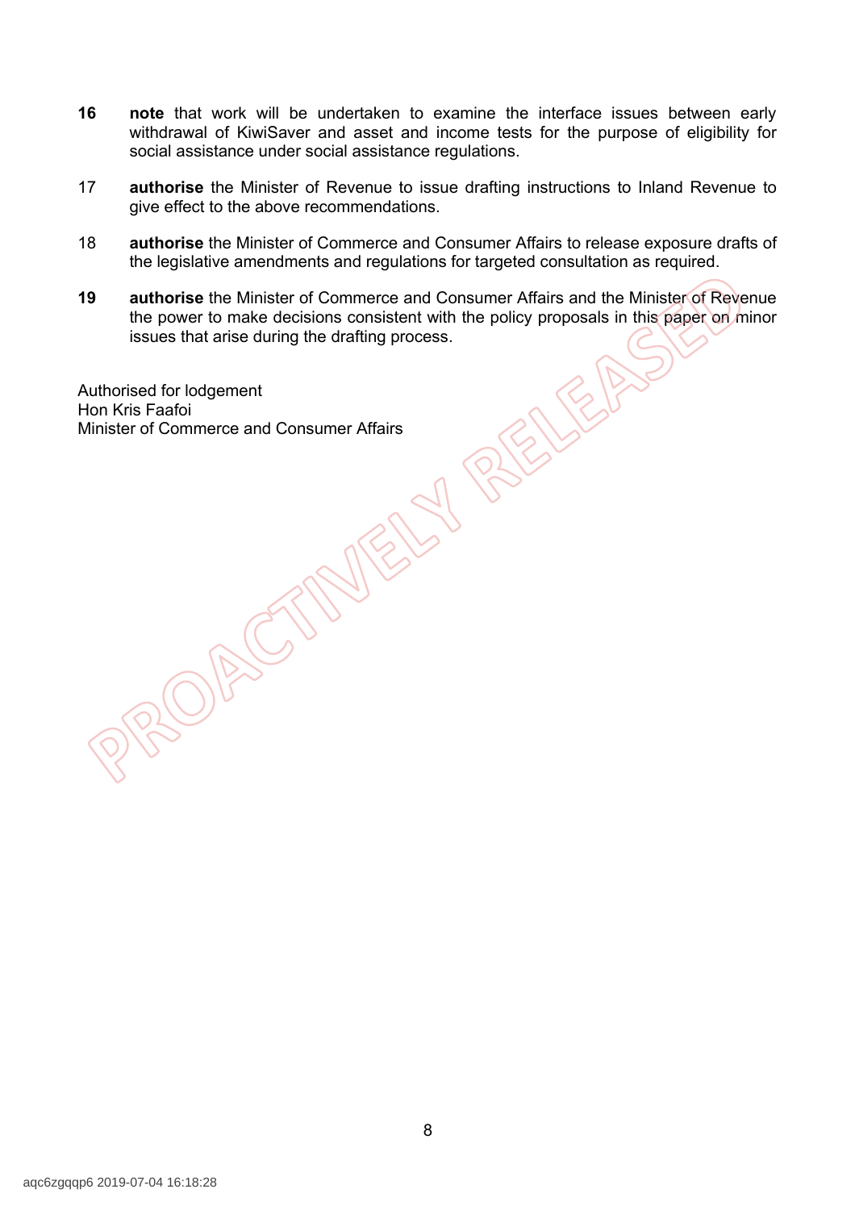**16** **note** that work will be undertaken to examine the interface issues between early withdrawal of KiwiSaver and asset and income tests for the purpose of eligibility for social assistance under social assistance regulations.

17 **authorise** the Minister of Revenue to issue drafting instructions to Inland Revenue to give effect to the above recommendations.

18 **authorise** the Minister of Commerce and Consumer Affairs to release exposure drafts of the legislative amendments and regulations for targeted consultation as required.

**19** **authorise** the Minister of Commerce and Consumer Affairs and the Minister of Revenue the power to make decisions consistent with the policy proposals in this paper on minor issues that arise during the drafting process.

Authorised for lodgement
Hon Kris Faafoi
Minister of Commerce and Consumer Affairs